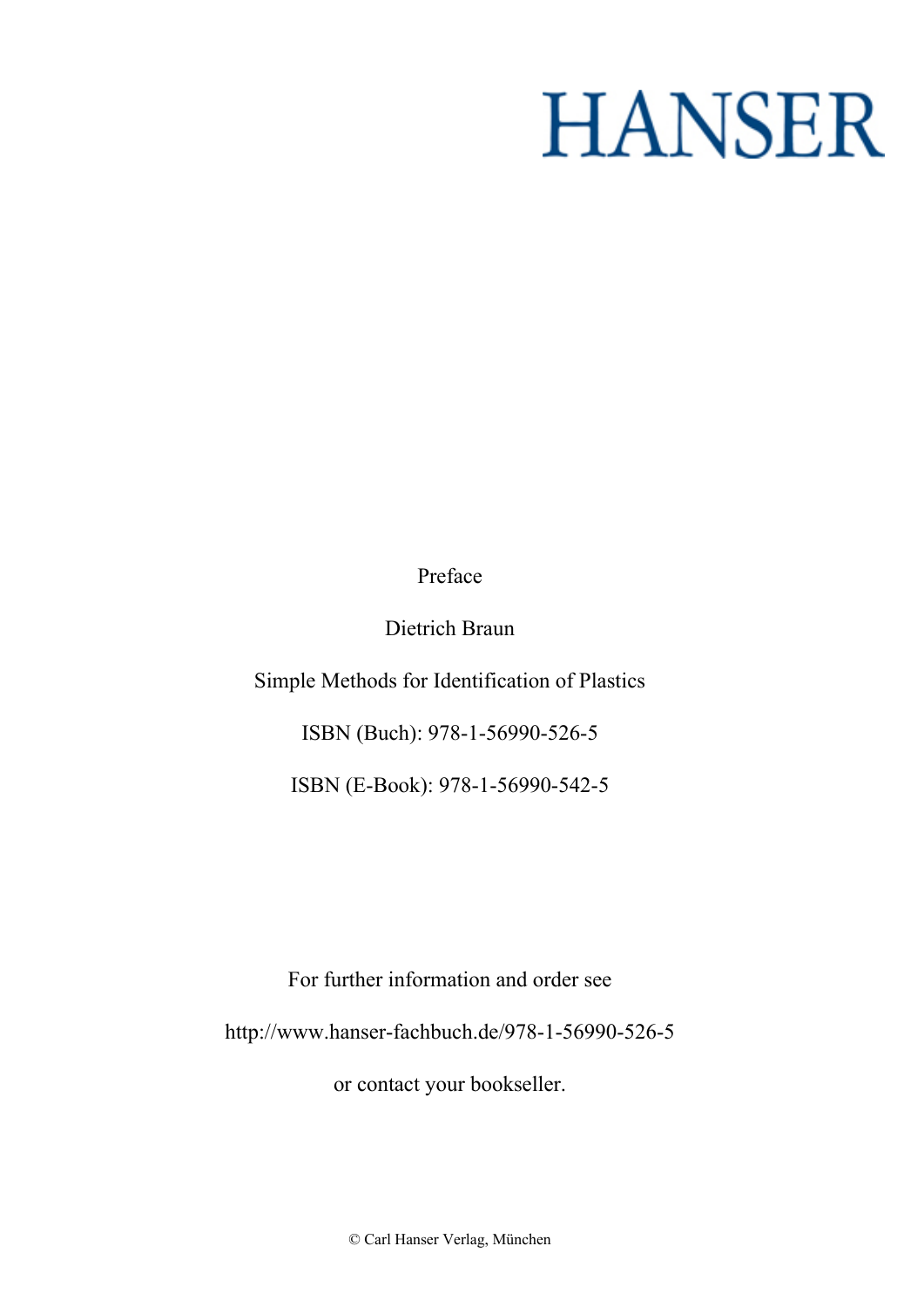# HANSER

Preface

Dietrich Braun

Simple Methods for Identification of Plastics

ISBN (Buch): 978-1-56990-526-5

ISBN (E-Book): 978-1-56990-542-5

For further information and order see

http://www.hanser-fachbuch.de/978-1-56990-526-5

or contact your bookseller.

© Carl Hanser Verlag, München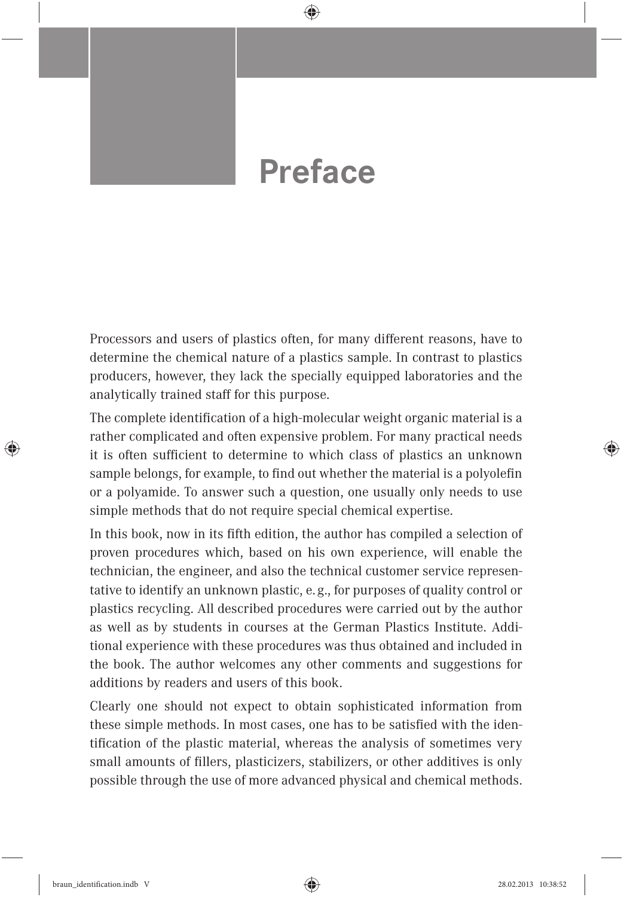# Preface

Processors and users of plastics often, for many different reasons, have to determine the chemical nature of a plastics sample. In contrast to plastics producers, however, they lack the specially equipped laboratories and the analytically trained staff for this purpose.

The complete identification of a high-molecular weight organic material is a rather complicated and often expensive problem. For many practical needs it is often sufficient to determine to which class of plastics an unknown sample belongs, for example, to find out whether the material is a polyolefin or a polyamide. To answer such a question, one usually only needs to use simple methods that do not require special chemical expertise.

In this book, now in its fifth edition, the author has compiled a selection of proven procedures which, based on his own experience, will enable the technician, the engineer, and also the technical customer service representative to identify an unknown plastic, e. g., for purposes of quality control or plastics recycling. All described procedures were carried out by the author as well as by students in courses at the German Plastics Institute. Additional experience with these procedures was thus obtained and included in the book. The author welcomes any other comments and suggestions for additions by readers and users of this book.

Clearly one should not expect to obtain sophisticated information from these simple methods. In most cases, one has to be satisfied with the identification of the plastic material, whereas the analysis of sometimes very small amounts of fillers, plasticizers, stabilizers, or other additives is only possible through the use of more advanced physical and chemical methods.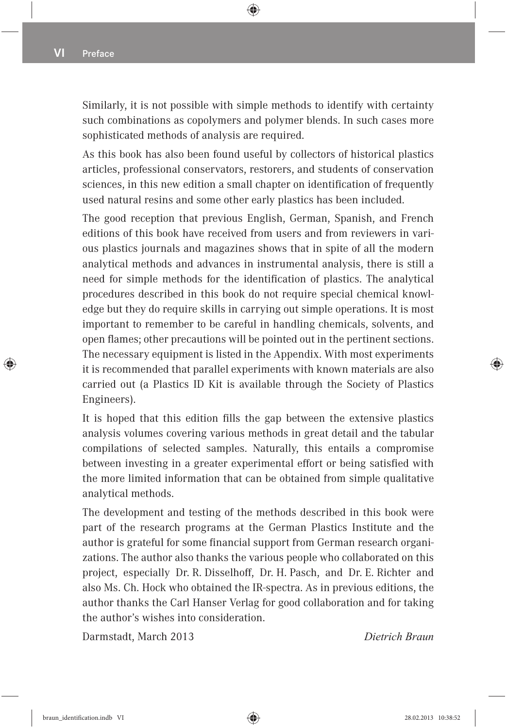Similarly, it is not possible with simple methods to identify with certainty such combinations as copolymers and polymer blends. In such cases more sophisticated methods of analysis are required.

As this book has also been found useful by collectors of historical plastics articles, professional conservators, restorers, and students of conservation sciences, in this new edition a small chapter on identification of frequently used natural resins and some other early plastics has been included.

The good reception that previous English, German, Spanish, and French editions of this book have received from users and from reviewers in various plastics journals and magazines shows that in spite of all the modern analytical methods and advances in instrumental analysis, there is still a need for simple methods for the identification of plastics. The analytical procedures described in this book do not require special chemical knowledge but they do require skills in carrying out simple operations. It is most important to remember to be careful in handling chemicals, solvents, and open flames; other precautions will be pointed out in the pertinent sections. The necessary equipment is listed in the Appendix. With most experiments it is recommended that parallel experiments with known materials are also carried out (a Plastics ID Kit is available through the Society of Plastics Engineers).

It is hoped that this edition fills the gap between the extensive plastics analysis volumes covering various methods in great detail and the tabular compilations of selected samples. Naturally, this entails a compromise between investing in a greater experimental effort or being satisfied with the more limited information that can be obtained from simple qualitative analytical methods.

The development and testing of the methods described in this book were part of the research programs at the German Plastics Institute and the author is grateful for some financial support from German research organizations. The author also thanks the various people who collaborated on this project, especially Dr. R. Disselhoff, Dr. H. Pasch, and Dr. E. Richter and also Ms. Ch. Hock who obtained the IR-spectra. As in previous editions, the author thanks the Carl Hanser Verlag for good collaboration and for taking the author's wishes into consideration.

Darmstadt, March 2013 *Dietrich Braun*